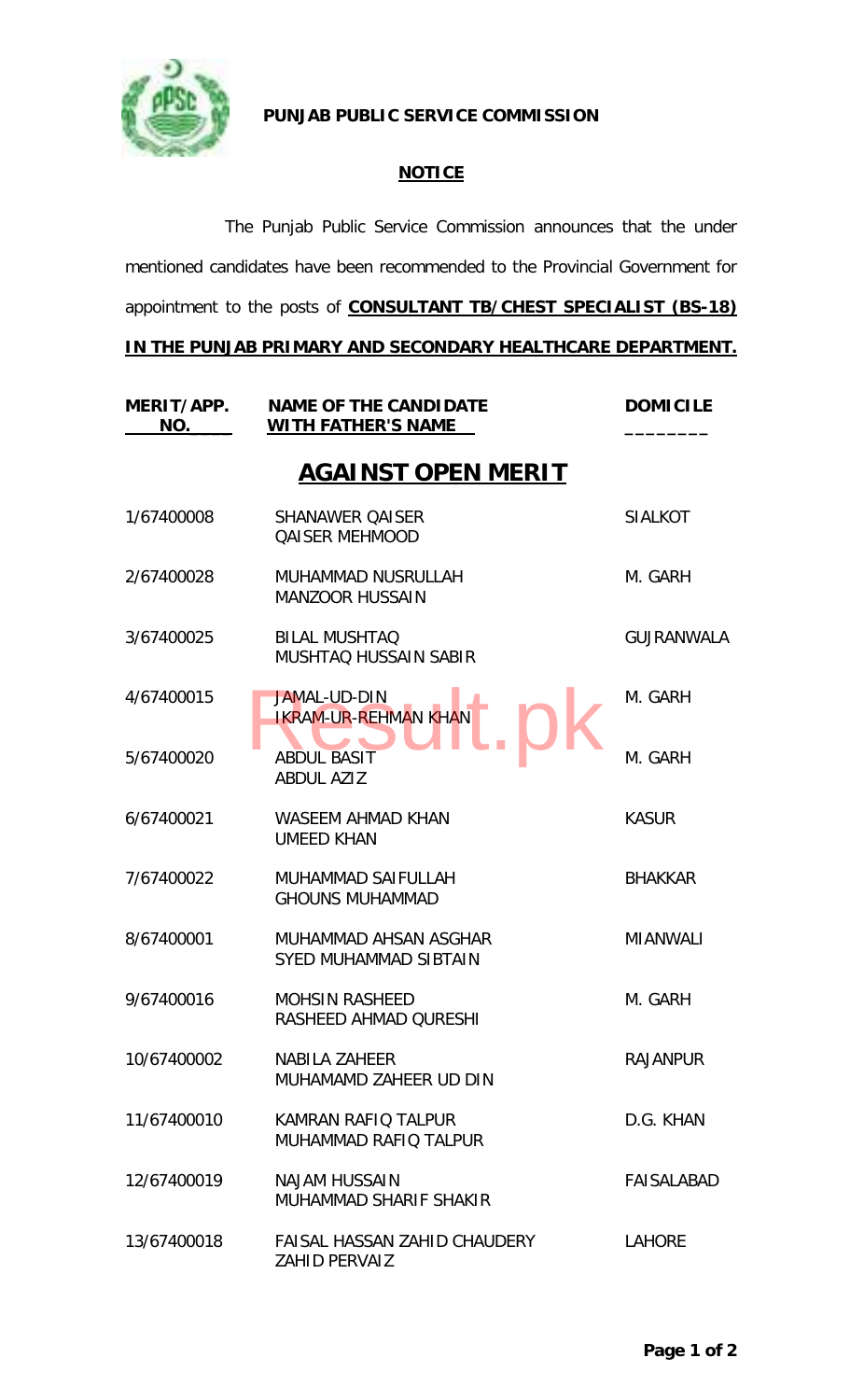**PUNJAB PUBLIC SERVICE COMMISSION**

## NOTICE

The Punjab Public Service Commission announces that the under mentioned candidates have been recommended to the Provincial Government for appointment to the posts of **CONSULTANT TB/CHEST SPECIALIST (BS-18) IN THE PUNJAB PRIMARY AND SECONDARY HEALTHCARE DEPARTMENT.**

### AGAINST OPEN MERIT

| MERIT/APP. NO. | NAME OF THE CANDIDATE WITH FATHER'S NAME | DOMICILE |
|---|---|---|
| 1/67400008 | SHANAWER QAISER<br>QAISER MEHMOOD | SIALKOT |
| 2/67400028 | MUHAMMAD NUSRULLAH<br>MANZOOR HUSSAIN | M. GARH |
| 3/67400025 | BILAL MUSHTAQ<br>MUSHTAQ HUSSAIN SABIR | GUJRANWALA |
| 4/67400015 | JAMAL-UD-DIN<br>IKRAM-UR-REHMAN KHAN | M. GARH |
| 5/67400020 | ABDUL BASIT<br>ABDUL AZIZ | M. GARH |
| 6/67400021 | WASEEM AHMAD KHAN<br>UMEED KHAN | KASUR |
| 7/67400022 | MUHAMMAD SAIFULLAH<br>GHOUNS MUHAMMAD | BHAKKAR |
| 8/67400001 | MUHAMMAD AHSAN ASGHAR<br>SYED MUHAMMAD SIBTAIN | MIANWALI |
| 9/67400016 | MOHSIN RASHEED<br>RASHEED AHMAD QURESHI | M. GARH |
| 10/67400002 | NABILA ZAHEER<br>MUHAMAMD ZAHEER UD DIN | RAJANPUR |
| 11/67400010 | KAMRAN RAFIQ TALPUR<br>MUHAMMAD RAFIQ TALPUR | D.G. KHAN |
| 12/67400019 | NAJAM HUSSAIN<br>MUHAMMAD SHARIF SHAKIR | FAISALABAD |
| 13/67400018 | FAISAL HASSAN ZAHID CHAUDERY<br>ZAHID PERVAIZ | LAHORE |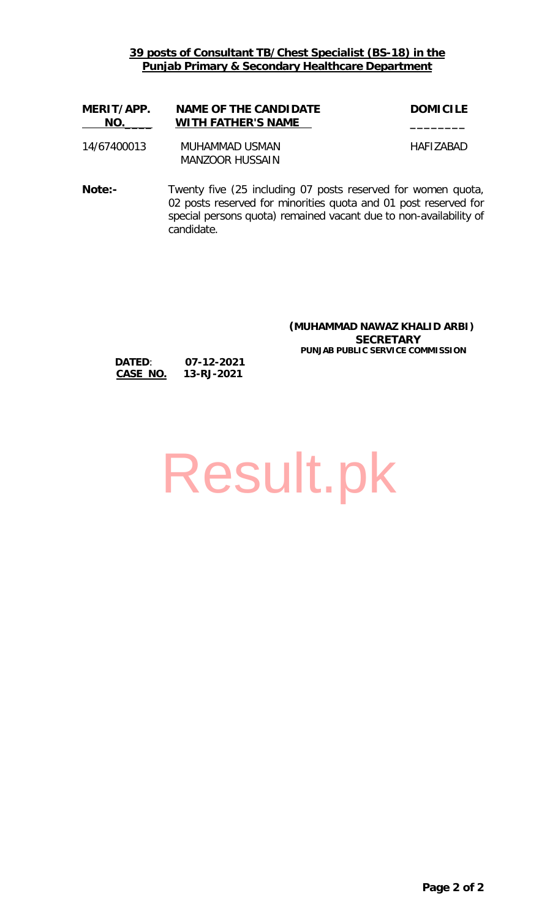**39 posts of Consultant TB/Chest Specialist (BS-18) in the Punjab Primary & Secondary Healthcare Department**

| MERIT/APP. NO. | NAME OF THE CANDIDATE WITH FATHER'S NAME | DOMICILE |
|---|---|---|
| 14/67400013 | MUHAMMAD USMAN<br>MANZOOR HUSSAIN | HAFIZABAD |

**Note:-** Twenty five (25 including 07 posts reserved for women quota, 02 posts reserved for minorities quota and 01 post reserved for special persons quota) remained vacant due to non-availability of candidate.

**(MUHAMMAD NAWAZ KHALID ARBI)**
**SECRETARY**
**PUNJAB PUBLIC SERVICE COMMISSION**

**DATED**: **07-12-2021**
**CASE NO.** **13-RJ-2021**

Result.pk